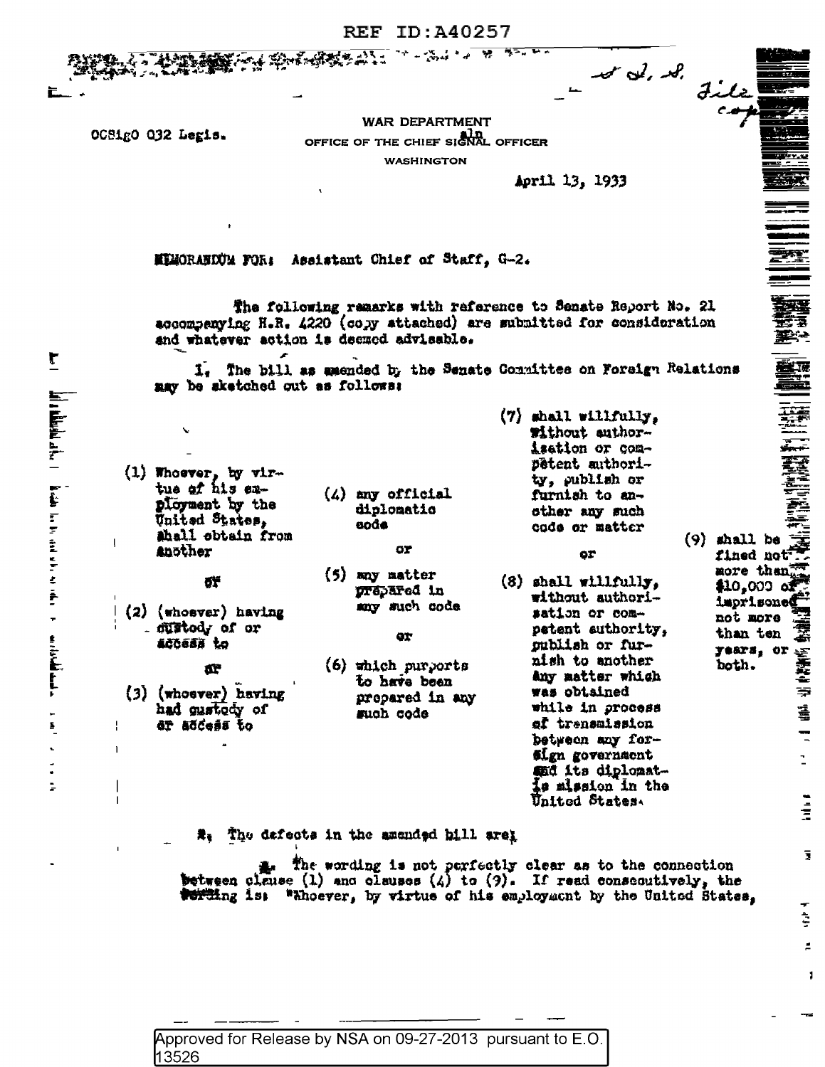REF ID:A40257

s. J. S.
File copy

OCSigO 032 Legis.

WAR DEPARTMENT
OFFICE OF THE CHIEF SIGNAL OFFICER
WASHINGTON

April 13, 1933

MEMORANDUM FOR: Assistant Chief of Staff, G-2.

The following remarks with reference to Senate Report No. 21 accompanying H.R. 4220 (copy attached) are submitted for consideration and whatever action is deemed advisable.

1. The bill as amended by the Senate Committee on Foreign Relations may be sketched out as follows:

(1) Whoever, by virtue of his employment by the United States, shall obtain from another

or

(2) (whoever) having custody of or access to

or

(3) (whoever) having had custody of or access to

(4) any official diplomatic code

or

(5) any matter prepared in any such code

or

(6) which purports to have been prepared in any such code

(7) shall willfully, without authorization or competent authority, publish or furnish to another any such code or matter

or

(8) shall willfully, without authorization or competent authority, publish or furnish to another any matter which was obtained while in process of transmission between any foreign government and its diplomatic mission in the United States.

(9) shall be fined not more than $10,000 or imprisoned not more than ten years, or both.

2. The defects in the amended bill are:

a. The wording is not perfectly clear as to the connection between clause (1) and clauses (4) to (9). If read consecutively, the wording is: "Whoever, by virtue of his employment by the United States,

Approved for Release by NSA on 09-27-2013 pursuant to E.O. 13526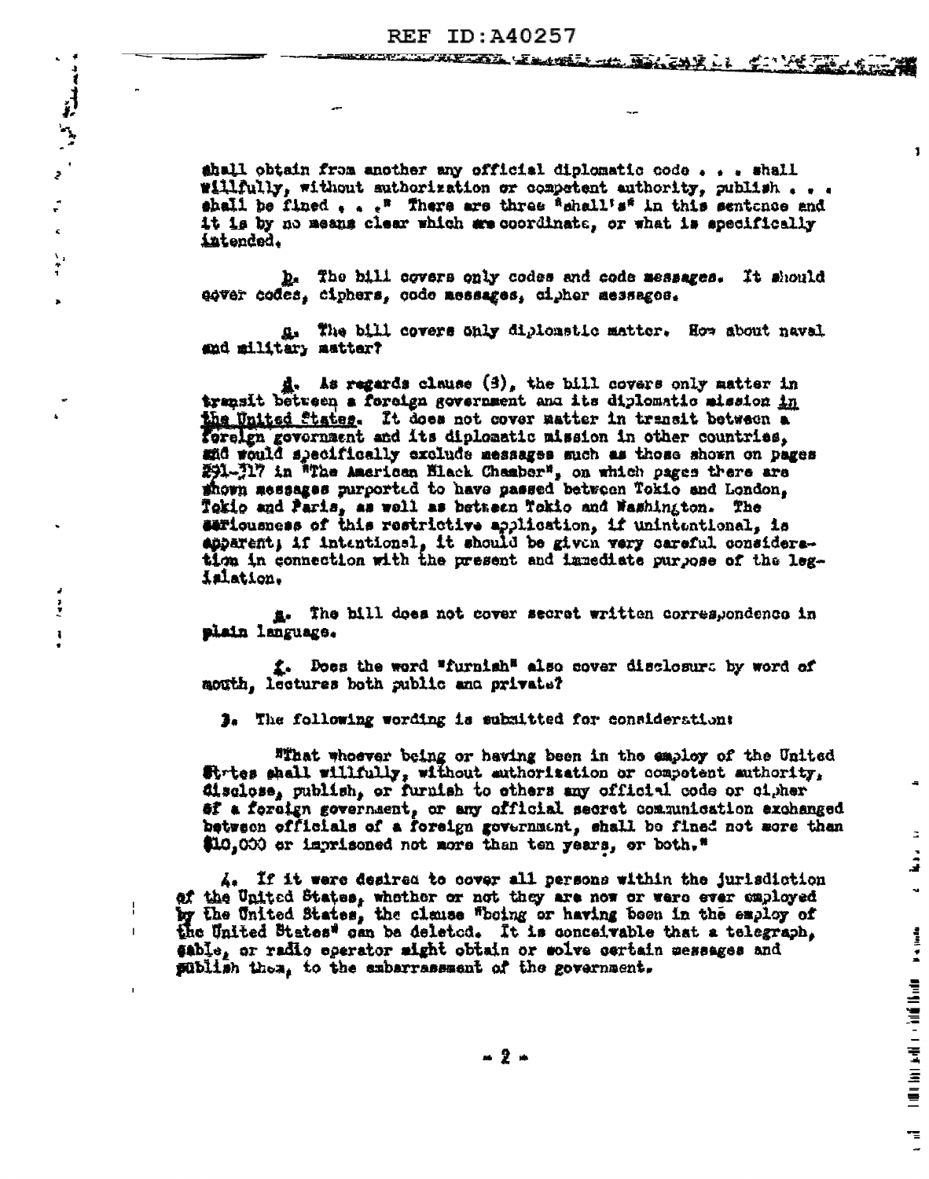shall obtain from another any official diplomatic code . . . shall willfully, without authorization or competent authority, publish . . . shall be fined . . ." There are three "shall's" in this sentence and it is by no means clear which are coordinate, or what is specifically intended.

b. The bill covers only codes and code messages. It should cover codes, ciphers, code messages, cipher messages.

c. The bill covers only diplomatic matter. How about naval and military matter?

d. As regards clause (3), the bill covers only matter in transit between a foreign government and its diplomatic mission in the United States. It does not cover matter in transit between a foreign government and its diplomatic mission in other countries, and would specifically exclude messages such as those shown on pages 291-317 in "The American Black Chamber", on which pages there are shown messages purported to have passed between Tokio and London, Tokio and Paris, as well as between Tokio and Washington. The seriousness of this restrictive application, if unintentional, is apparent; if intentional, it should be given very careful consideration in connection with the present and immediate purpose of the legislation.

e. The bill does not cover secret written correspondence in plain language.

f. Does the word "furnish" also cover disclosure by word of mouth, lectures both public and private?

3. The following wording is submitted for consideration:

"That whoever being or having been in the employ of the United States shall willfully, without authorization or competent authority, disclose, publish, or furnish to others any official code or cipher of a foreign government, or any official secret communication exchanged between officials of a foreign government, shall be fined not more than $10,000 or imprisoned not more than ten years, or both."

4. If it were desired to cover all persons within the jurisdiction of the United States, whether or not they are now or were ever employed by the United States, the clause "being or having been in the employ of the United States" can be deleted. It is conceivable that a telegraph, cable, or radio operator might obtain or solve certain messages and publish them, to the embarrassment of the government.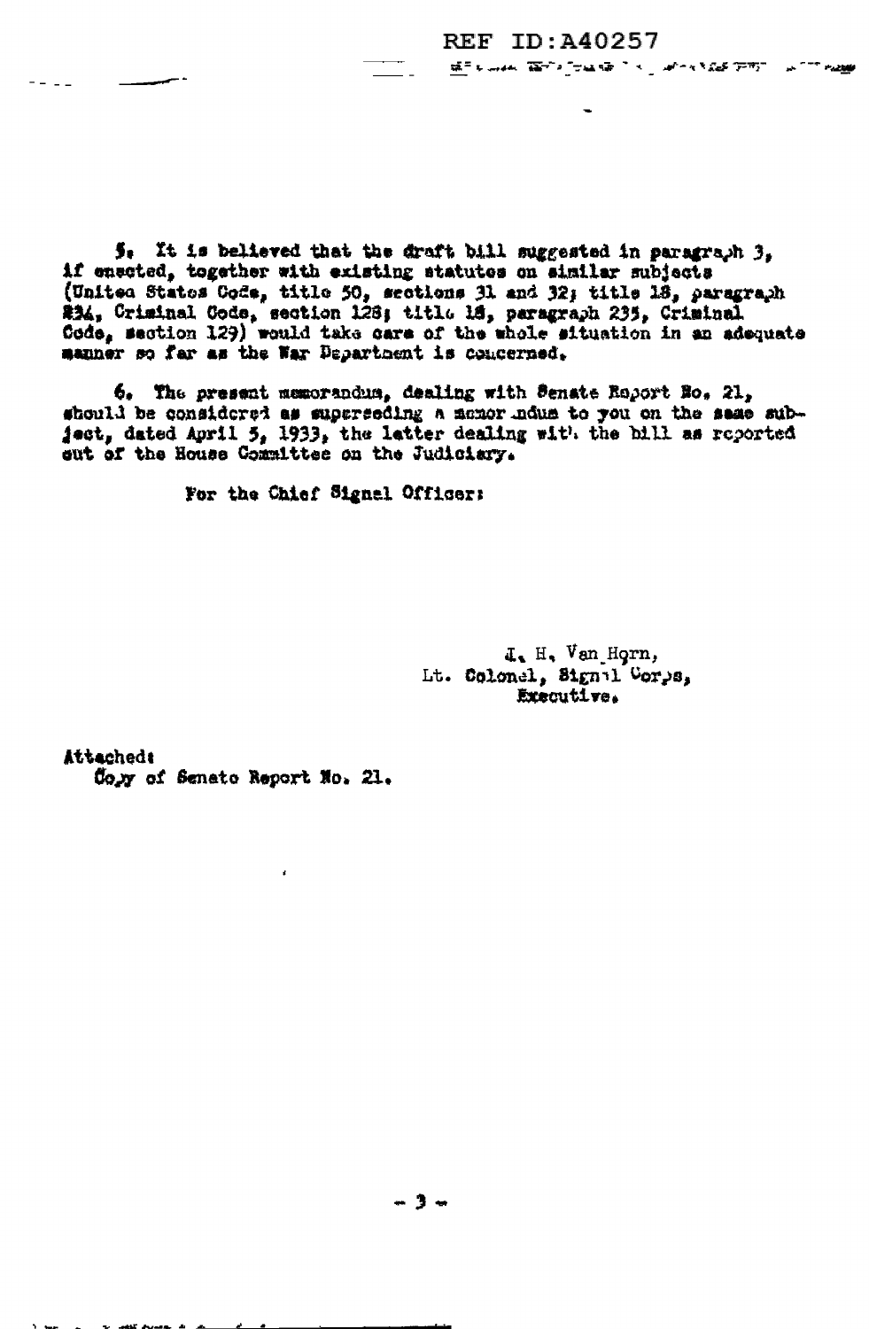5. It is believed that the draft bill suggested in paragraph 3, if enacted, together with existing statutes on similar subjects (United States Code, title 50, sections 31 and 32; title 18, paragraph 234, Criminal Code, section 128; title 18, paragraph 235, Criminal Code, section 129) would take care of the whole situation in an adequate manner so far as the War Department is concerned.

6. The present memorandum, dealing with Senate Report No. 21, should be considered as superseding a memorandum to you on the same subject, dated April 5, 1933, the latter dealing with the bill as reported out of the House Committee on the Judiciary.

For the Chief Signal Officer:

J. H. Van Horn,
Lt. Colonel, Signal Corps,
Executive.

Attached:
Copy of Senate Report No. 21.